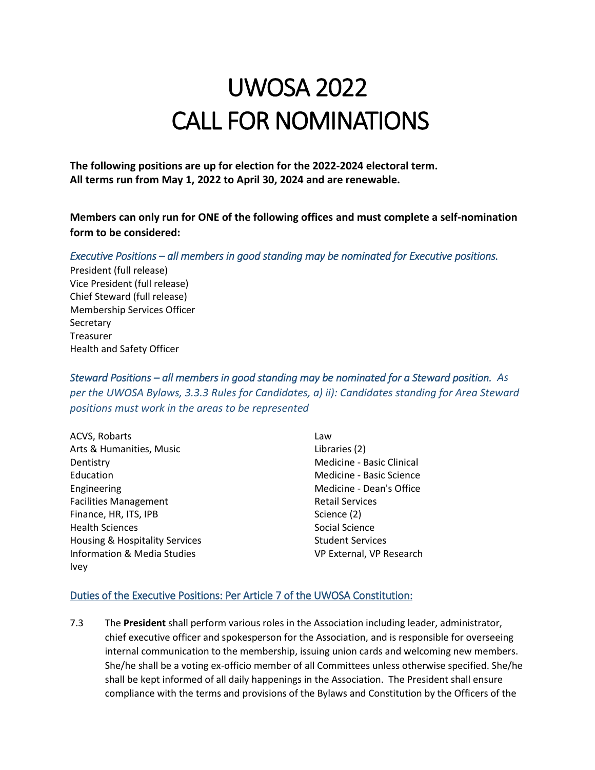# UWOSA 2022
# CALL FOR NOMINATIONS

**The following positions are up for election for the 2022-2024 electoral term.**
**All terms run from May 1, 2022 to April 30, 2024 and are renewable.**

**Members can only run for ONE of the following offices and must complete a self-nomination form to be considered:**

*Executive Positions – all members in good standing may be nominated for Executive positions.*

President (full release)
Vice President (full release)
Chief Steward (full release)
Membership Services Officer
Secretary
Treasurer
Health and Safety Officer

*Steward Positions – all members in good standing may be nominated for a Steward position. As per the UWOSA Bylaws, 3.3.3 Rules for Candidates, a) ii): Candidates standing for Area Steward positions must work in the areas to be represented*

ACVS, Robarts
Arts & Humanities, Music
Dentistry
Education
Engineering
Facilities Management
Finance, HR, ITS, IPB
Health Sciences
Housing & Hospitality Services
Information & Media Studies
Ivey
Law
Libraries (2)
Medicine - Basic Clinical
Medicine - Basic Science
Medicine - Dean's Office
Retail Services
Science (2)
Social Science
Student Services
VP External, VP Research

## Duties of the Executive Positions: Per Article 7 of the UWOSA Constitution:

7.3 The **President** shall perform various roles in the Association including leader, administrator, chief executive officer and spokesperson for the Association, and is responsible for overseeing internal communication to the membership, issuing union cards and welcoming new members. She/he shall be a voting ex-officio member of all Committees unless otherwise specified. She/he shall be kept informed of all daily happenings in the Association. The President shall ensure compliance with the terms and provisions of the Bylaws and Constitution by the Officers of the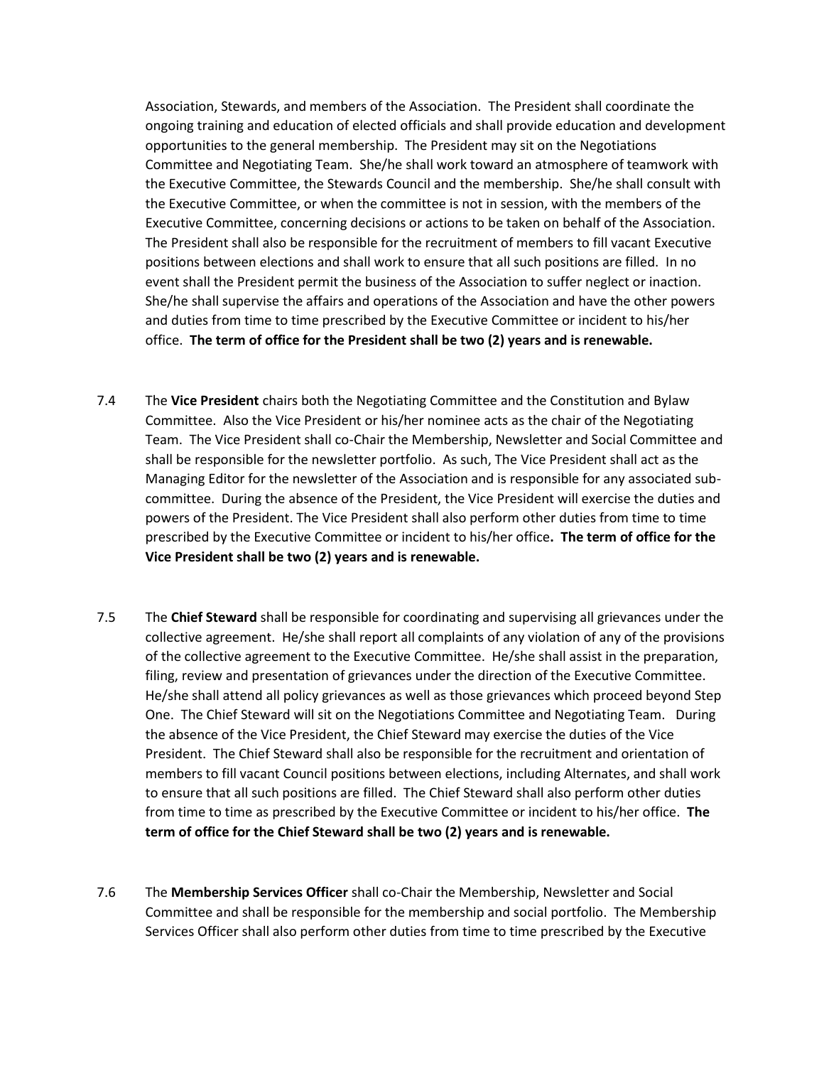Association, Stewards, and members of the Association. The President shall coordinate the ongoing training and education of elected officials and shall provide education and development opportunities to the general membership. The President may sit on the Negotiations Committee and Negotiating Team. She/he shall work toward an atmosphere of teamwork with the Executive Committee, the Stewards Council and the membership. She/he shall consult with the Executive Committee, or when the committee is not in session, with the members of the Executive Committee, concerning decisions or actions to be taken on behalf of the Association. The President shall also be responsible for the recruitment of members to fill vacant Executive positions between elections and shall work to ensure that all such positions are filled. In no event shall the President permit the business of the Association to suffer neglect or inaction. She/he shall supervise the affairs and operations of the Association and have the other powers and duties from time to time prescribed by the Executive Committee or incident to his/her office. **The term of office for the President shall be two (2) years and is renewable.**

7.4 The **Vice President** chairs both the Negotiating Committee and the Constitution and Bylaw Committee. Also the Vice President or his/her nominee acts as the chair of the Negotiating Team. The Vice President shall co-Chair the Membership, Newsletter and Social Committee and shall be responsible for the newsletter portfolio. As such, The Vice President shall act as the Managing Editor for the newsletter of the Association and is responsible for any associated sub-committee. During the absence of the President, the Vice President will exercise the duties and powers of the President. The Vice President shall also perform other duties from time to time prescribed by the Executive Committee or incident to his/her office**. The term of office for the Vice President shall be two (2) years and is renewable.**

7.5 The **Chief Steward** shall be responsible for coordinating and supervising all grievances under the collective agreement. He/she shall report all complaints of any violation of any of the provisions of the collective agreement to the Executive Committee. He/she shall assist in the preparation, filing, review and presentation of grievances under the direction of the Executive Committee. He/she shall attend all policy grievances as well as those grievances which proceed beyond Step One. The Chief Steward will sit on the Negotiations Committee and Negotiating Team. During the absence of the Vice President, the Chief Steward may exercise the duties of the Vice President. The Chief Steward shall also be responsible for the recruitment and orientation of members to fill vacant Council positions between elections, including Alternates, and shall work to ensure that all such positions are filled. The Chief Steward shall also perform other duties from time to time as prescribed by the Executive Committee or incident to his/her office. **The term of office for the Chief Steward shall be two (2) years and is renewable.**

7.6 The **Membership Services Officer** shall co-Chair the Membership, Newsletter and Social Committee and shall be responsible for the membership and social portfolio. The Membership Services Officer shall also perform other duties from time to time prescribed by the Executive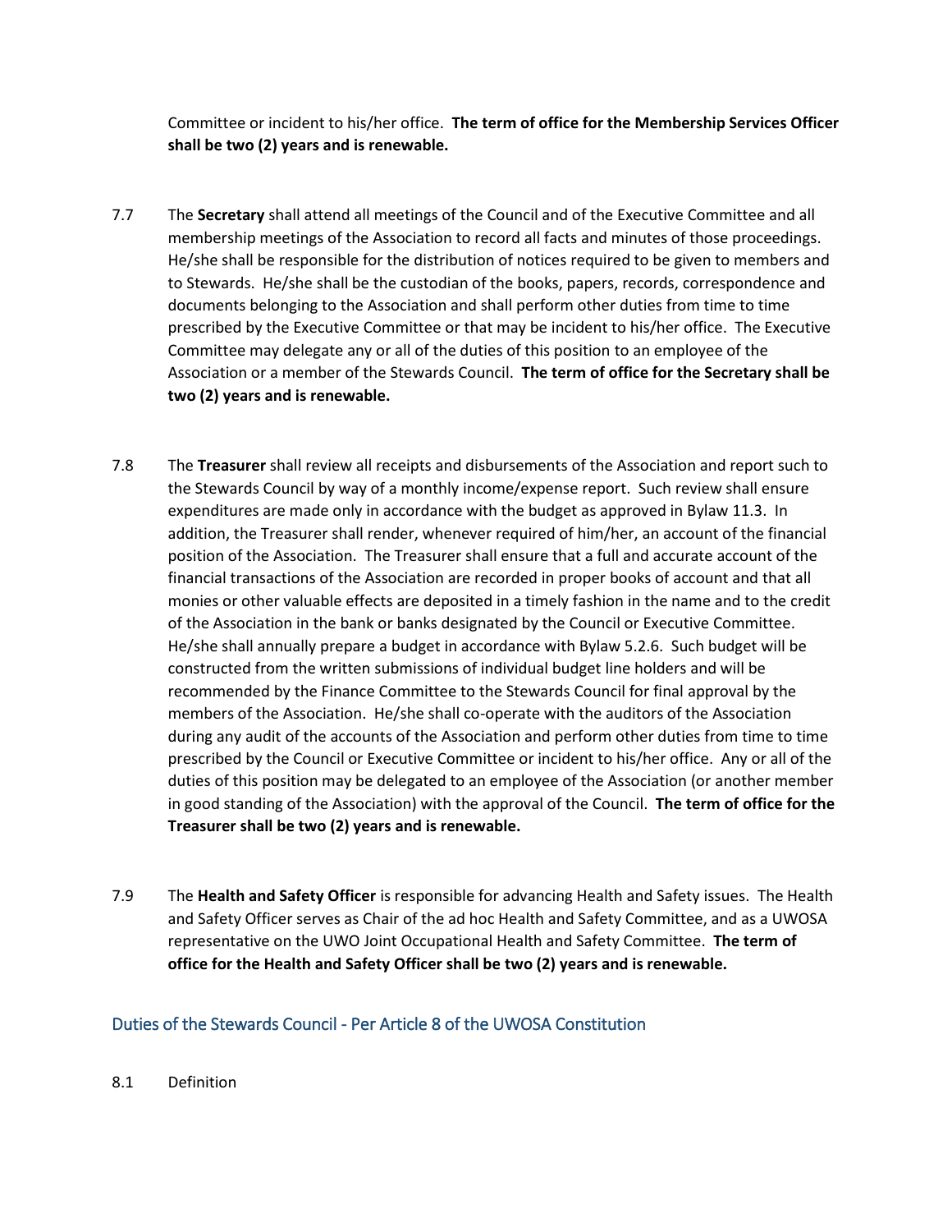Committee or incident to his/her office. **The term of office for the Membership Services Officer shall be two (2) years and is renewable.**

7.7 The **Secretary** shall attend all meetings of the Council and of the Executive Committee and all membership meetings of the Association to record all facts and minutes of those proceedings. He/she shall be responsible for the distribution of notices required to be given to members and to Stewards. He/she shall be the custodian of the books, papers, records, correspondence and documents belonging to the Association and shall perform other duties from time to time prescribed by the Executive Committee or that may be incident to his/her office. The Executive Committee may delegate any or all of the duties of this position to an employee of the Association or a member of the Stewards Council. **The term of office for the Secretary shall be two (2) years and is renewable.**

7.8 The **Treasurer** shall review all receipts and disbursements of the Association and report such to the Stewards Council by way of a monthly income/expense report. Such review shall ensure expenditures are made only in accordance with the budget as approved in Bylaw 11.3. In addition, the Treasurer shall render, whenever required of him/her, an account of the financial position of the Association. The Treasurer shall ensure that a full and accurate account of the financial transactions of the Association are recorded in proper books of account and that all monies or other valuable effects are deposited in a timely fashion in the name and to the credit of the Association in the bank or banks designated by the Council or Executive Committee. He/she shall annually prepare a budget in accordance with Bylaw 5.2.6. Such budget will be constructed from the written submissions of individual budget line holders and will be recommended by the Finance Committee to the Stewards Council for final approval by the members of the Association. He/she shall co-operate with the auditors of the Association during any audit of the accounts of the Association and perform other duties from time to time prescribed by the Council or Executive Committee or incident to his/her office. Any or all of the duties of this position may be delegated to an employee of the Association (or another member in good standing of the Association) with the approval of the Council. **The term of office for the Treasurer shall be two (2) years and is renewable.**

7.9 The **Health and Safety Officer** is responsible for advancing Health and Safety issues. The Health and Safety Officer serves as Chair of the ad hoc Health and Safety Committee, and as a UWOSA representative on the UWO Joint Occupational Health and Safety Committee. **The term of office for the Health and Safety Officer shall be two (2) years and is renewable.**

## Duties of the Stewards Council - Per Article 8 of the UWOSA Constitution

8.1 Definition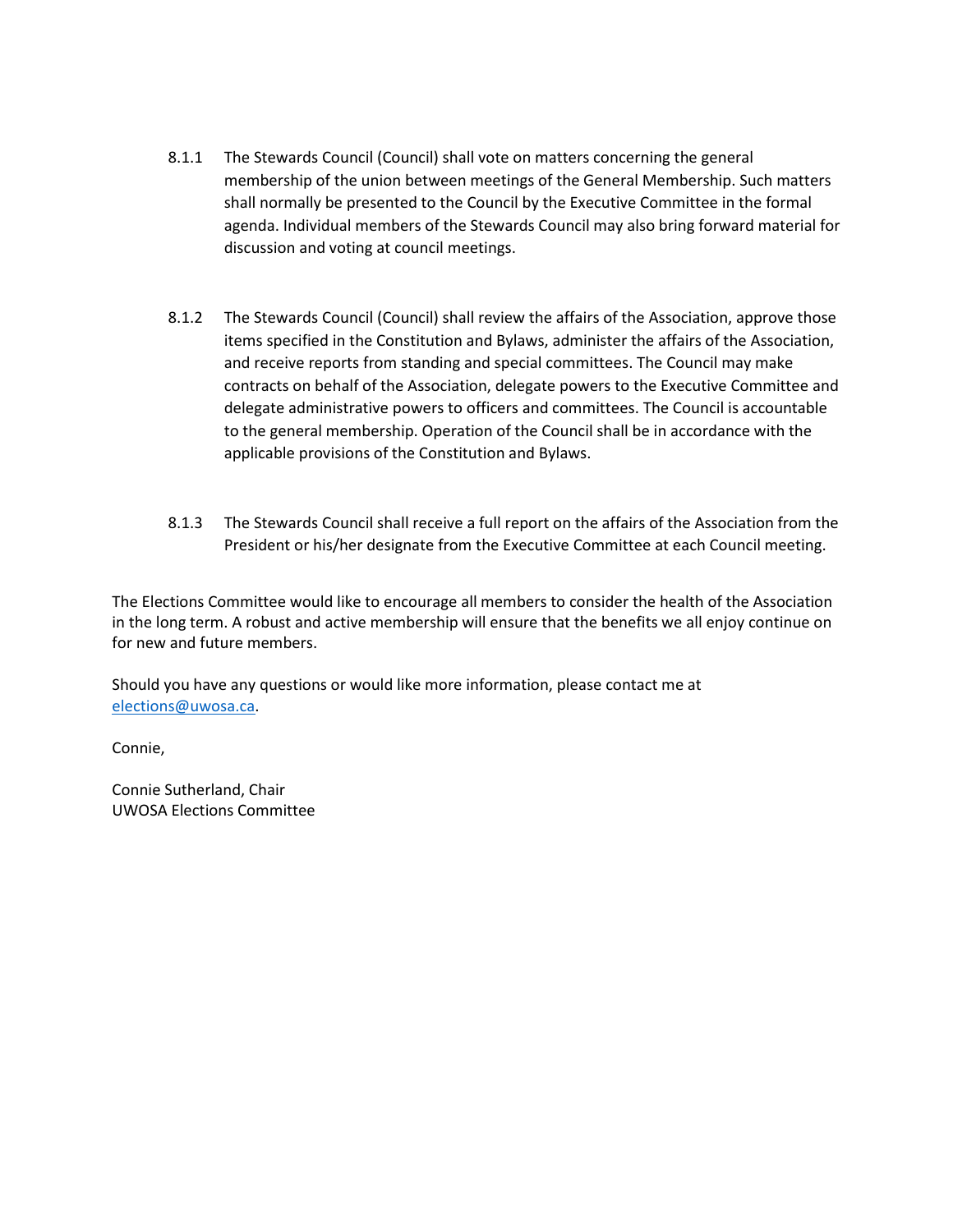8.1.1 The Stewards Council (Council) shall vote on matters concerning the general membership of the union between meetings of the General Membership. Such matters shall normally be presented to the Council by the Executive Committee in the formal agenda. Individual members of the Stewards Council may also bring forward material for discussion and voting at council meetings.

8.1.2 The Stewards Council (Council) shall review the affairs of the Association, approve those items specified in the Constitution and Bylaws, administer the affairs of the Association, and receive reports from standing and special committees. The Council may make contracts on behalf of the Association, delegate powers to the Executive Committee and delegate administrative powers to officers and committees. The Council is accountable to the general membership. Operation of the Council shall be in accordance with the applicable provisions of the Constitution and Bylaws.

8.1.3 The Stewards Council shall receive a full report on the affairs of the Association from the President or his/her designate from the Executive Committee at each Council meeting.

The Elections Committee would like to encourage all members to consider the health of the Association in the long term. A robust and active membership will ensure that the benefits we all enjoy continue on for new and future members.

Should you have any questions or would like more information, please contact me at [elections@uwosa.ca](mailto:elections@uwosa.ca).

Connie,

Connie Sutherland, Chair
UWOSA Elections Committee